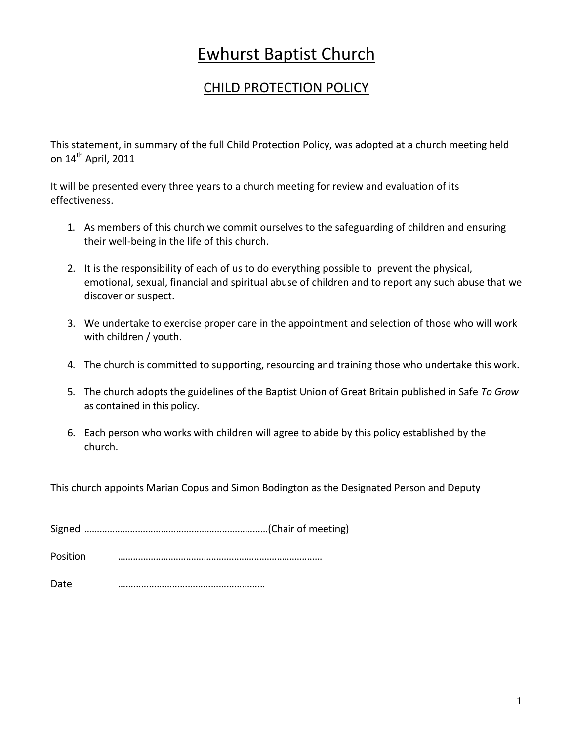# Ewhurst Baptist Church

## CHILD PROTECTION POLICY

This statement, in summary of the full Child Protection Policy, was adopted at a church meeting held on 14th April, 2011

It will be presented every three years to a church meeting for review and evaluation of its effectiveness.

1. As members of this church we commit ourselves to the safeguarding of children and ensuring their well-being in the life of this church.
2. It is the responsibility of each of us to do everything possible to prevent the physical, emotional, sexual, financial and spiritual abuse of children and to report any such abuse that we discover or suspect.
3. We undertake to exercise proper care in the appointment and selection of those who will work with children / youth.
4. The church is committed to supporting, resourcing and training those who undertake this work.
5. The church adopts the guidelines of the Baptist Union of Great Britain published in Safe *To Grow* as contained in this policy.
6. Each person who works with children will agree to abide by this policy established by the church.

This church appoints Marian Copus and Simon Bodington as the Designated Person and Deputy

Signed ………………………………………………………………(Chair of meeting)

Position ………………………………………………………………………

Date …………………………………………………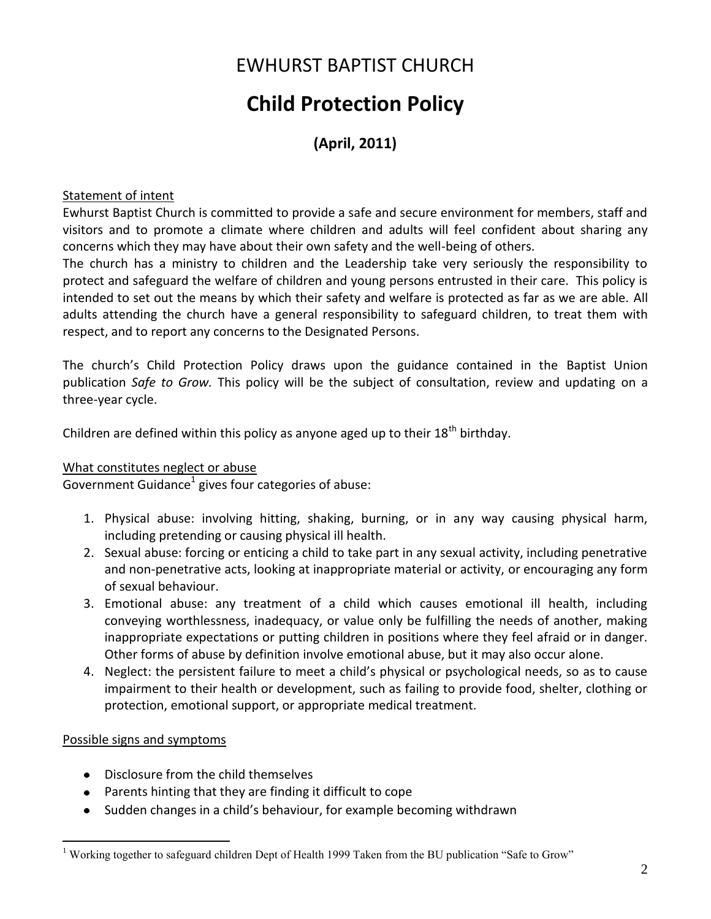# EWHURST BAPTIST CHURCH

# Child Protection Policy

## (April, 2011)

Statement of intent

Ewhurst Baptist Church is committed to provide a safe and secure environment for members, staff and visitors and to promote a climate where children and adults will feel confident about sharing any concerns which they may have about their own safety and the well-being of others.

The church has a ministry to children and the Leadership take very seriously the responsibility to protect and safeguard the welfare of children and young persons entrusted in their care. This policy is intended to set out the means by which their safety and welfare is protected as far as we are able. All adults attending the church have a general responsibility to safeguard children, to treat them with respect, and to report any concerns to the Designated Persons.

The church's Child Protection Policy draws upon the guidance contained in the Baptist Union publication *Safe to Grow.* This policy will be the subject of consultation, review and updating on a three-year cycle.

Children are defined within this policy as anyone aged up to their 18th birthday.

What constitutes neglect or abuse

Government Guidance[1] gives four categories of abuse:

1. Physical abuse: involving hitting, shaking, burning, or in any way causing physical harm, including pretending or causing physical ill health.
2. Sexual abuse: forcing or enticing a child to take part in any sexual activity, including penetrative and non-penetrative acts, looking at inappropriate material or activity, or encouraging any form of sexual behaviour.
3. Emotional abuse: any treatment of a child which causes emotional ill health, including conveying worthlessness, inadequacy, or value only be fulfilling the needs of another, making inappropriate expectations or putting children in positions where they feel afraid or in danger. Other forms of abuse by definition involve emotional abuse, but it may also occur alone.
4. Neglect: the persistent failure to meet a child's physical or psychological needs, so as to cause impairment to their health or development, such as failing to provide food, shelter, clothing or protection, emotional support, or appropriate medical treatment.

Possible signs and symptoms

- Disclosure from the child themselves
- Parents hinting that they are finding it difficult to cope
- Sudden changes in a child's behaviour, for example becoming withdrawn

[1] Working together to safeguard children Dept of Health 1999 Taken from the BU publication "Safe to Grow"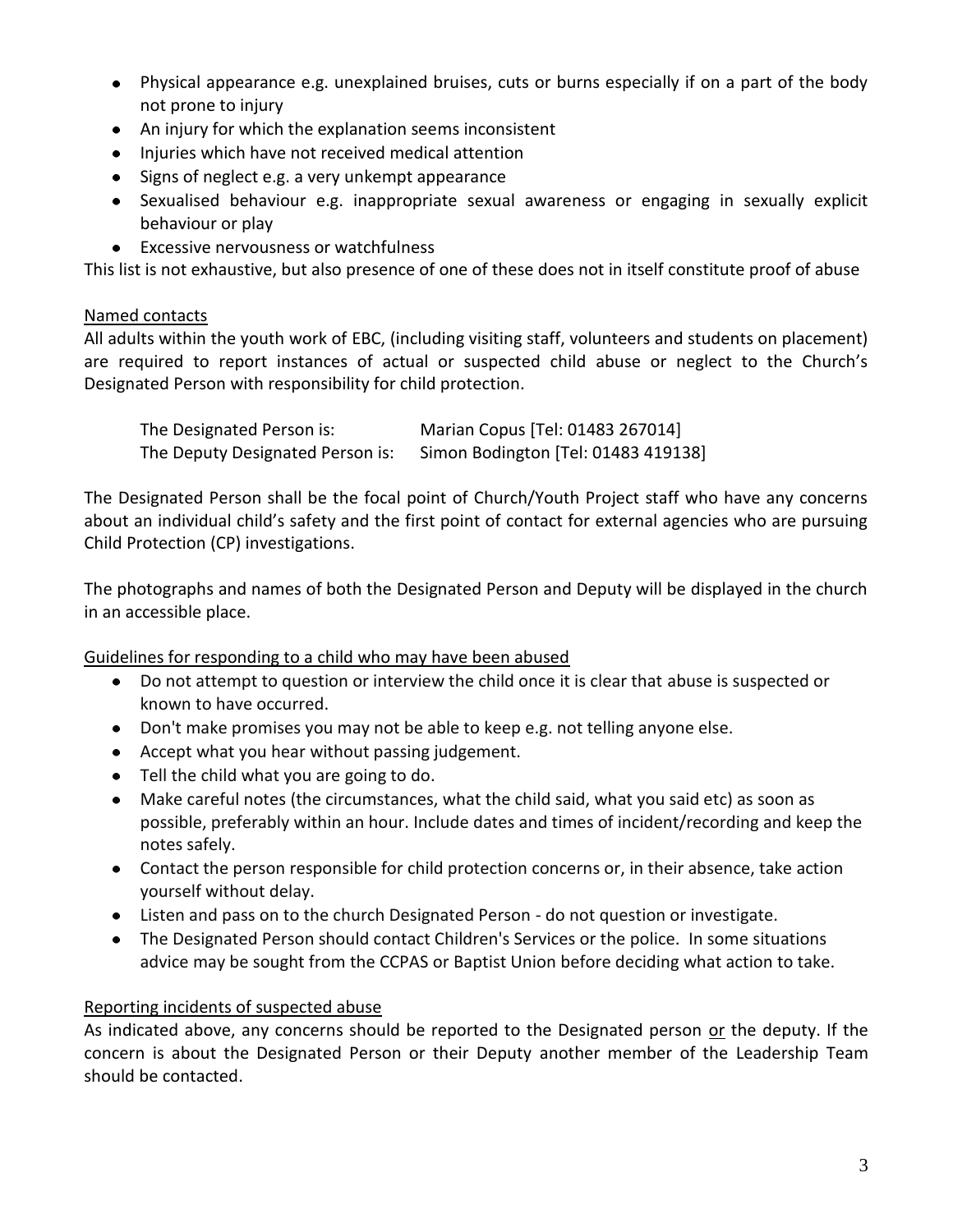- Physical appearance e.g. unexplained bruises, cuts or burns especially if on a part of the body not prone to injury
- An injury for which the explanation seems inconsistent
- Injuries which have not received medical attention
- Signs of neglect e.g. a very unkempt appearance
- Sexualised behaviour e.g. inappropriate sexual awareness or engaging in sexually explicit behaviour or play
- Excessive nervousness or watchfulness

This list is not exhaustive, but also presence of one of these does not in itself constitute proof of abuse

<u>Named contacts</u>

All adults within the youth work of EBC, (including visiting staff, volunteers and students on placement) are required to report instances of actual or suspected child abuse or neglect to the Church's Designated Person with responsibility for child protection.

| | |
|---|---|
| The Designated Person is: | Marian Copus [Tel: 01483 267014] |
| The Deputy Designated Person is: | Simon Bodington [Tel: 01483 419138] |

The Designated Person shall be the focal point of Church/Youth Project staff who have any concerns about an individual child's safety and the first point of contact for external agencies who are pursuing Child Protection (CP) investigations.

The photographs and names of both the Designated Person and Deputy will be displayed in the church in an accessible place.

<u>Guidelines for responding to a child who may have been abused</u>

- Do not attempt to question or interview the child once it is clear that abuse is suspected or known to have occurred.
- Don't make promises you may not be able to keep e.g. not telling anyone else.
- Accept what you hear without passing judgement.
- Tell the child what you are going to do.
- Make careful notes (the circumstances, what the child said, what you said etc) as soon as possible, preferably within an hour. Include dates and times of incident/recording and keep the notes safely.
- Contact the person responsible for child protection concerns or, in their absence, take action yourself without delay.
- Listen and pass on to the church Designated Person - do not question or investigate.
- The Designated Person should contact Children's Services or the police. In some situations advice may be sought from the CCPAS or Baptist Union before deciding what action to take.

<u>Reporting incidents of suspected abuse</u>

As indicated above, any concerns should be reported to the Designated person <u>or</u> the deputy. If the concern is about the Designated Person or their Deputy another member of the Leadership Team should be contacted.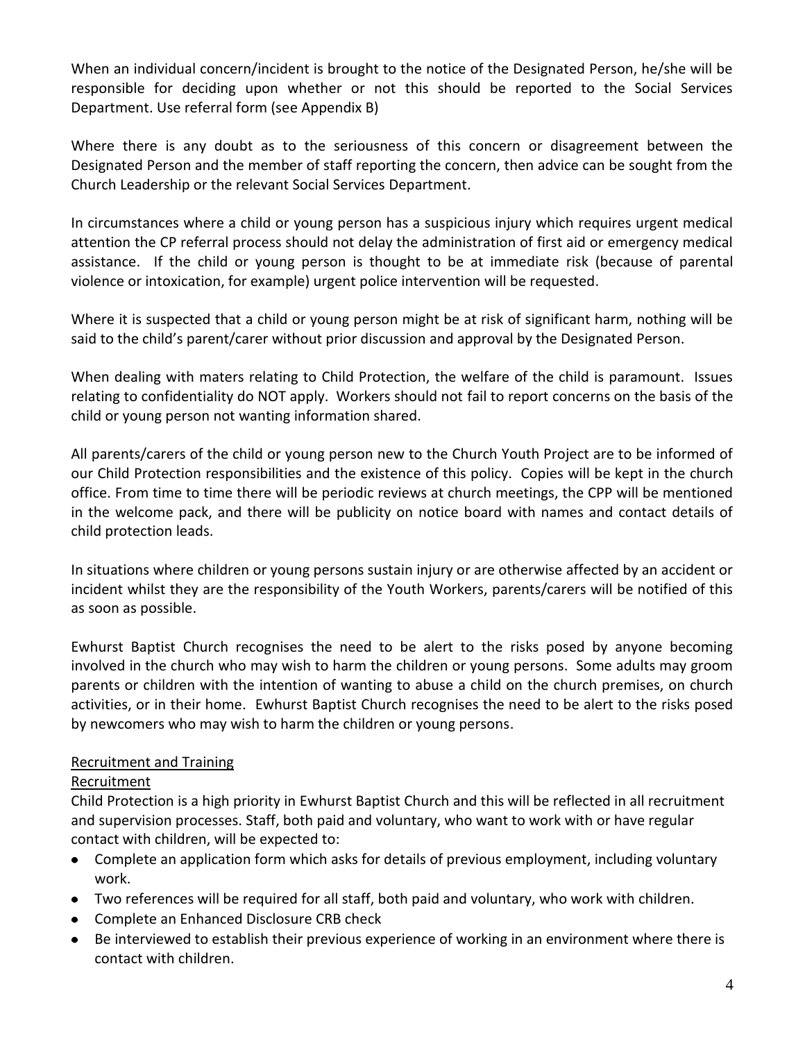When an individual concern/incident is brought to the notice of the Designated Person, he/she will be responsible for deciding upon whether or not this should be reported to the Social Services Department. Use referral form (see Appendix B)

Where there is any doubt as to the seriousness of this concern or disagreement between the Designated Person and the member of staff reporting the concern, then advice can be sought from the Church Leadership or the relevant Social Services Department.

In circumstances where a child or young person has a suspicious injury which requires urgent medical attention the CP referral process should not delay the administration of first aid or emergency medical assistance. If the child or young person is thought to be at immediate risk (because of parental violence or intoxication, for example) urgent police intervention will be requested.

Where it is suspected that a child or young person might be at risk of significant harm, nothing will be said to the child's parent/carer without prior discussion and approval by the Designated Person.

When dealing with maters relating to Child Protection, the welfare of the child is paramount. Issues relating to confidentiality do NOT apply. Workers should not fail to report concerns on the basis of the child or young person not wanting information shared.

All parents/carers of the child or young person new to the Church Youth Project are to be informed of our Child Protection responsibilities and the existence of this policy. Copies will be kept in the church office. From time to time there will be periodic reviews at church meetings, the CPP will be mentioned in the welcome pack, and there will be publicity on notice board with names and contact details of child protection leads.

In situations where children or young persons sustain injury or are otherwise affected by an accident or incident whilst they are the responsibility of the Youth Workers, parents/carers will be notified of this as soon as possible.

Ewhurst Baptist Church recognises the need to be alert to the risks posed by anyone becoming involved in the church who may wish to harm the children or young persons. Some adults may groom parents or children with the intention of wanting to abuse a child on the church premises, on church activities, or in their home. Ewhurst Baptist Church recognises the need to be alert to the risks posed by newcomers who may wish to harm the children or young persons.

## Recruitment and Training

### Recruitment

Child Protection is a high priority in Ewhurst Baptist Church and this will be reflected in all recruitment and supervision processes. Staff, both paid and voluntary, who want to work with or have regular contact with children, will be expected to:

- Complete an application form which asks for details of previous employment, including voluntary work.
- Two references will be required for all staff, both paid and voluntary, who work with children.
- Complete an Enhanced Disclosure CRB check
- Be interviewed to establish their previous experience of working in an environment where there is contact with children.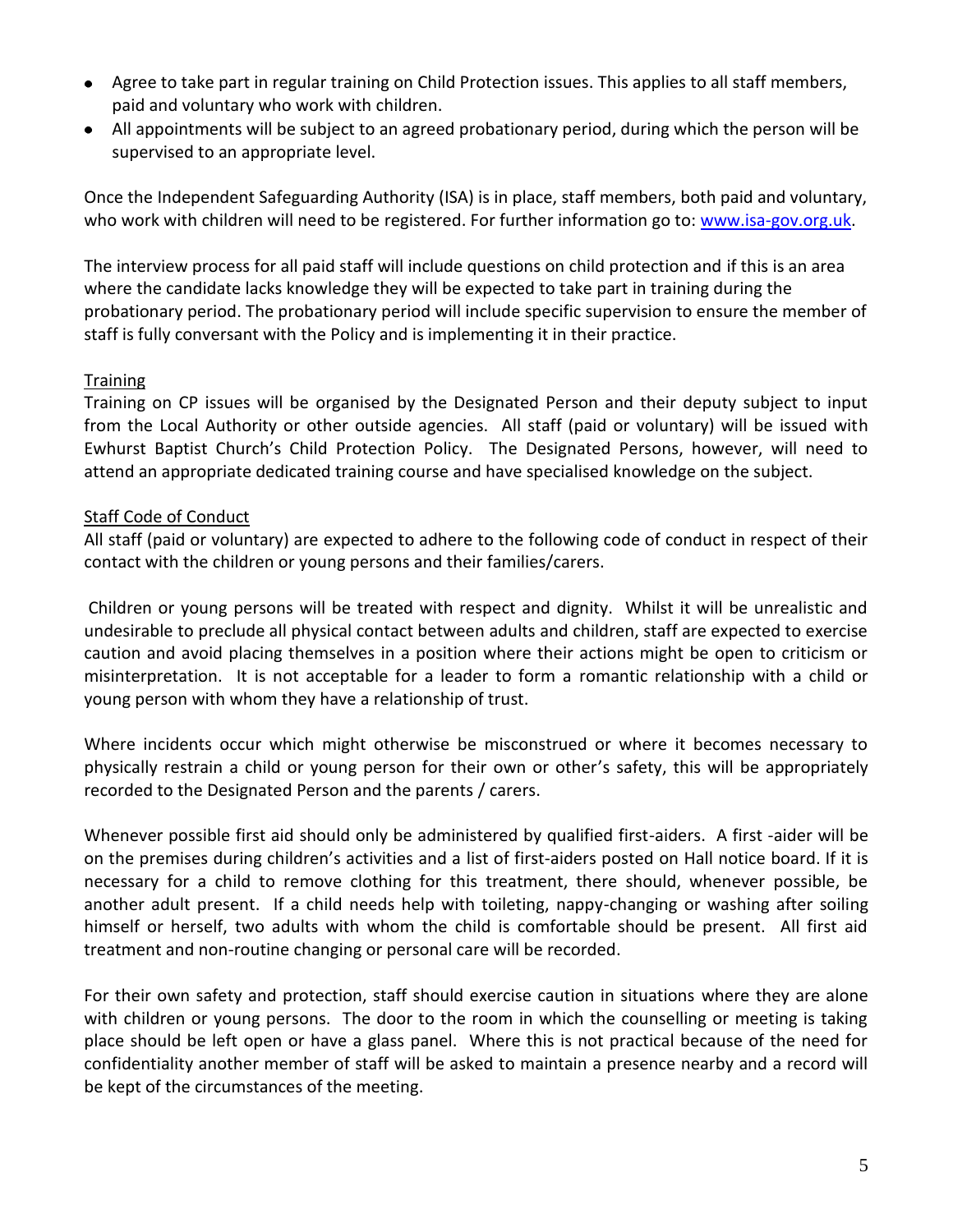- Agree to take part in regular training on Child Protection issues. This applies to all staff members, paid and voluntary who work with children.
- All appointments will be subject to an agreed probationary period, during which the person will be supervised to an appropriate level.

Once the Independent Safeguarding Authority (ISA) is in place, staff members, both paid and voluntary, who work with children will need to be registered. For further information go to: www.isa-gov.org.uk.

The interview process for all paid staff will include questions on child protection and if this is an area where the candidate lacks knowledge they will be expected to take part in training during the probationary period. The probationary period will include specific supervision to ensure the member of staff is fully conversant with the Policy and is implementing it in their practice.

Training

Training on CP issues will be organised by the Designated Person and their deputy subject to input from the Local Authority or other outside agencies. All staff (paid or voluntary) will be issued with Ewhurst Baptist Church's Child Protection Policy. The Designated Persons, however, will need to attend an appropriate dedicated training course and have specialised knowledge on the subject.

Staff Code of Conduct

All staff (paid or voluntary) are expected to adhere to the following code of conduct in respect of their contact with the children or young persons and their families/carers.

Children or young persons will be treated with respect and dignity. Whilst it will be unrealistic and undesirable to preclude all physical contact between adults and children, staff are expected to exercise caution and avoid placing themselves in a position where their actions might be open to criticism or misinterpretation. It is not acceptable for a leader to form a romantic relationship with a child or young person with whom they have a relationship of trust.

Where incidents occur which might otherwise be misconstrued or where it becomes necessary to physically restrain a child or young person for their own or other's safety, this will be appropriately recorded to the Designated Person and the parents / carers.

Whenever possible first aid should only be administered by qualified first-aiders. A first -aider will be on the premises during children's activities and a list of first-aiders posted on Hall notice board. If it is necessary for a child to remove clothing for this treatment, there should, whenever possible, be another adult present. If a child needs help with toileting, nappy-changing or washing after soiling himself or herself, two adults with whom the child is comfortable should be present. All first aid treatment and non-routine changing or personal care will be recorded.

For their own safety and protection, staff should exercise caution in situations where they are alone with children or young persons. The door to the room in which the counselling or meeting is taking place should be left open or have a glass panel. Where this is not practical because of the need for confidentiality another member of staff will be asked to maintain a presence nearby and a record will be kept of the circumstances of the meeting.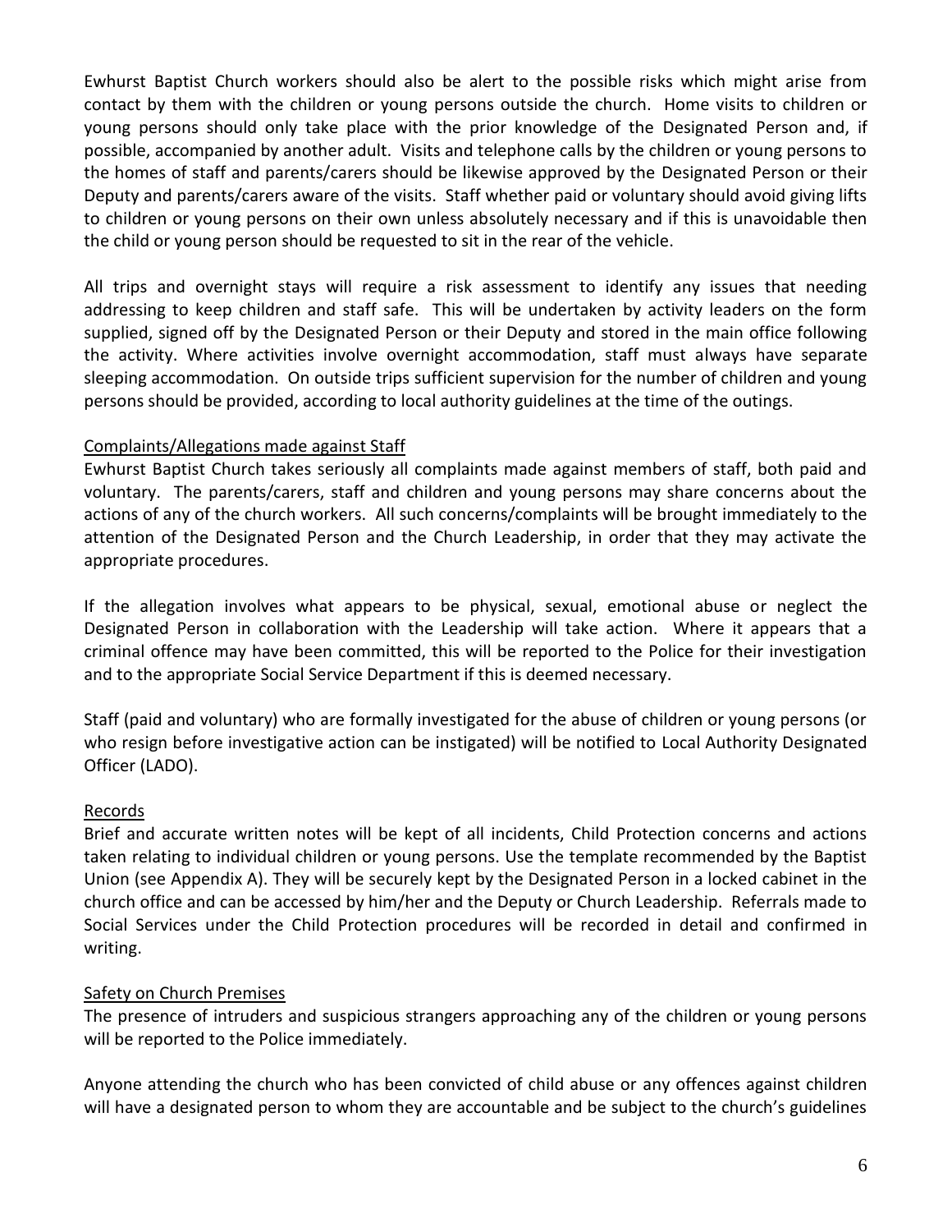Ewhurst Baptist Church workers should also be alert to the possible risks which might arise from contact by them with the children or young persons outside the church. Home visits to children or young persons should only take place with the prior knowledge of the Designated Person and, if possible, accompanied by another adult. Visits and telephone calls by the children or young persons to the homes of staff and parents/carers should be likewise approved by the Designated Person or their Deputy and parents/carers aware of the visits. Staff whether paid or voluntary should avoid giving lifts to children or young persons on their own unless absolutely necessary and if this is unavoidable then the child or young person should be requested to sit in the rear of the vehicle.

All trips and overnight stays will require a risk assessment to identify any issues that needing addressing to keep children and staff safe. This will be undertaken by activity leaders on the form supplied, signed off by the Designated Person or their Deputy and stored in the main office following the activity. Where activities involve overnight accommodation, staff must always have separate sleeping accommodation. On outside trips sufficient supervision for the number of children and young persons should be provided, according to local authority guidelines at the time of the outings.

Complaints/Allegations made against Staff

Ewhurst Baptist Church takes seriously all complaints made against members of staff, both paid and voluntary. The parents/carers, staff and children and young persons may share concerns about the actions of any of the church workers. All such concerns/complaints will be brought immediately to the attention of the Designated Person and the Church Leadership, in order that they may activate the appropriate procedures.

If the allegation involves what appears to be physical, sexual, emotional abuse or neglect the Designated Person in collaboration with the Leadership will take action. Where it appears that a criminal offence may have been committed, this will be reported to the Police for their investigation and to the appropriate Social Service Department if this is deemed necessary.

Staff (paid and voluntary) who are formally investigated for the abuse of children or young persons (or who resign before investigative action can be instigated) will be notified to Local Authority Designated Officer (LADO).

Records

Brief and accurate written notes will be kept of all incidents, Child Protection concerns and actions taken relating to individual children or young persons. Use the template recommended by the Baptist Union (see Appendix A). They will be securely kept by the Designated Person in a locked cabinet in the church office and can be accessed by him/her and the Deputy or Church Leadership. Referrals made to Social Services under the Child Protection procedures will be recorded in detail and confirmed in writing.

Safety on Church Premises

The presence of intruders and suspicious strangers approaching any of the children or young persons will be reported to the Police immediately.

Anyone attending the church who has been convicted of child abuse or any offences against children will have a designated person to whom they are accountable and be subject to the church's guidelines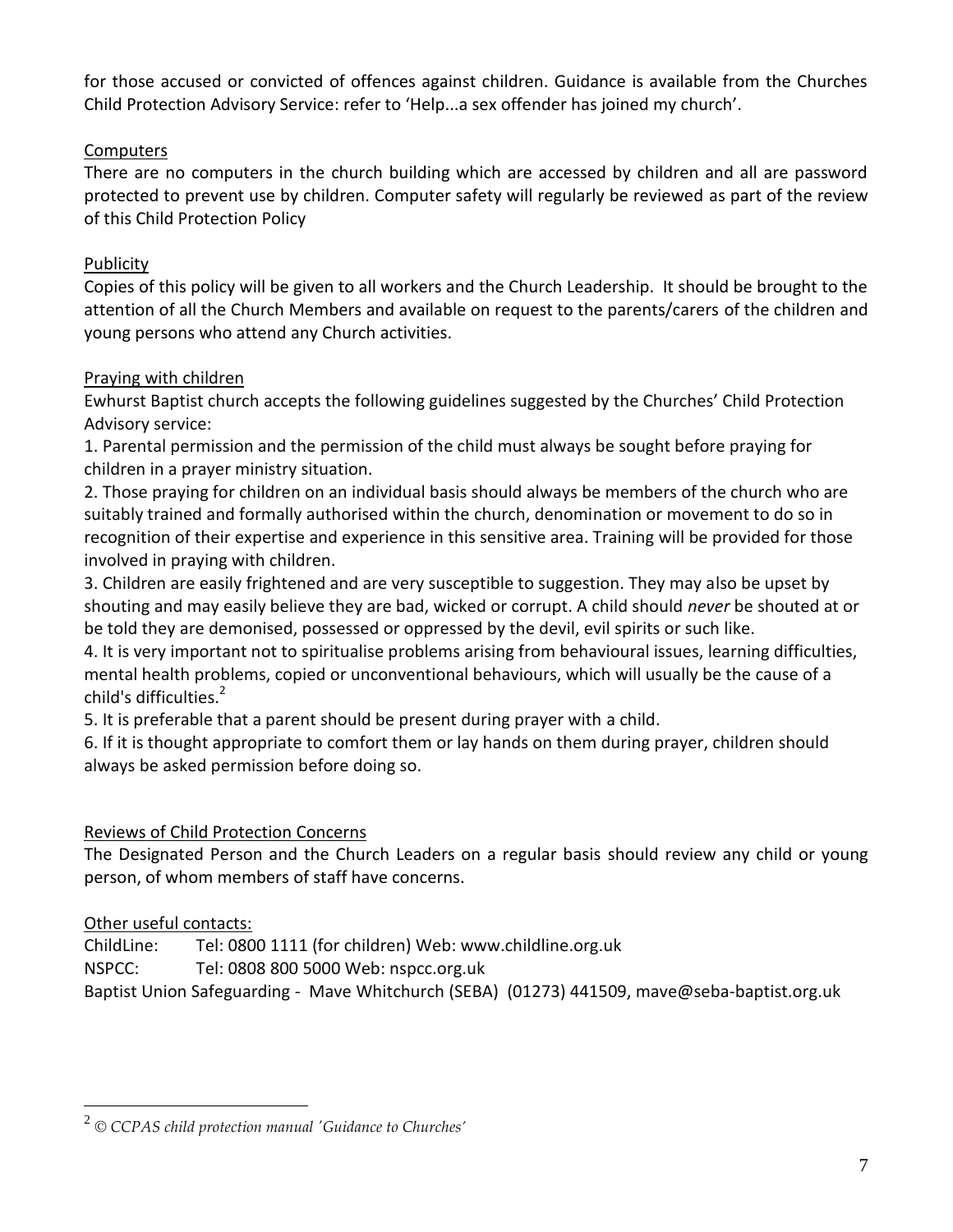for those accused or convicted of offences against children. Guidance is available from the Churches Child Protection Advisory Service: refer to 'Help...a sex offender has joined my church'.

Computers

There are no computers in the church building which are accessed by children and all are password protected to prevent use by children. Computer safety will regularly be reviewed as part of the review of this Child Protection Policy

Publicity

Copies of this policy will be given to all workers and the Church Leadership. It should be brought to the attention of all the Church Members and available on request to the parents/carers of the children and young persons who attend any Church activities.

Praying with children

Ewhurst Baptist church accepts the following guidelines suggested by the Churches' Child Protection Advisory service:

1. Parental permission and the permission of the child must always be sought before praying for children in a prayer ministry situation.
2. Those praying for children on an individual basis should always be members of the church who are suitably trained and formally authorised within the church, denomination or movement to do so in recognition of their expertise and experience in this sensitive area. Training will be provided for those involved in praying with children.
3. Children are easily frightened and are very susceptible to suggestion. They may also be upset by shouting and may easily believe they are bad, wicked or corrupt. A child should *never* be shouted at or be told they are demonised, possessed or oppressed by the devil, evil spirits or such like.
4. It is very important not to spiritualise problems arising from behavioural issues, learning difficulties, mental health problems, copied or unconventional behaviours, which will usually be the cause of a child's difficulties.[2]
5. It is preferable that a parent should be present during prayer with a child.
6. If it is thought appropriate to comfort them or lay hands on them during prayer, children should always be asked permission before doing so.

Reviews of Child Protection Concerns

The Designated Person and the Church Leaders on a regular basis should review any child or young person, of whom members of staff have concerns.

Other useful contacts:

ChildLine: Tel: 0800 1111 (for children) Web: www.childline.org.uk

NSPCC: Tel: 0808 800 5000 Web: nspcc.org.uk

Baptist Union Safeguarding - Mave Whitchurch (SEBA) (01273) 441509, mave@seba-baptist.org.uk

[2] *© CCPAS child protection manual 'Guidance to Churches'*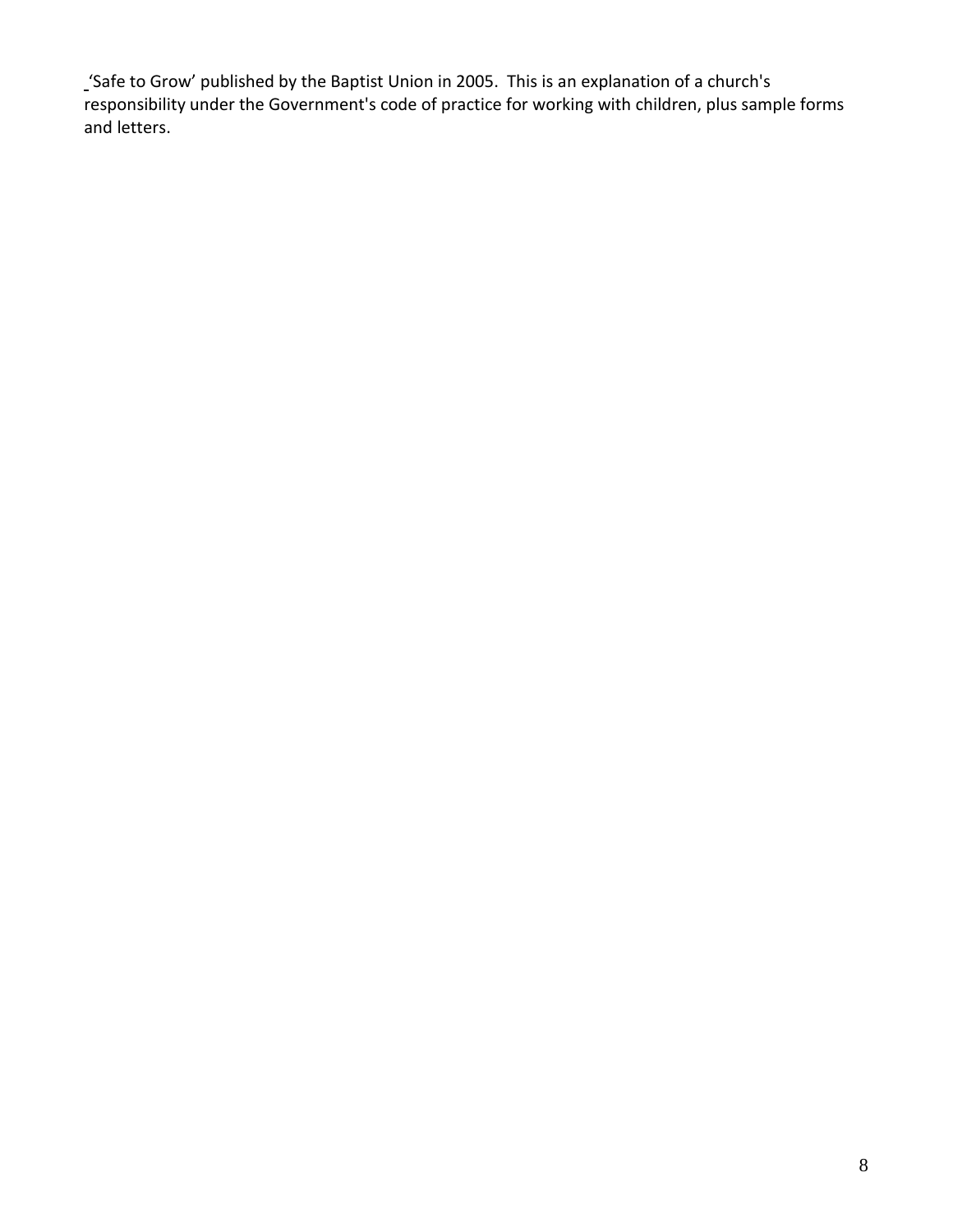'Safe to Grow' published by the Baptist Union in 2005. This is an explanation of a church's responsibility under the Government's code of practice for working with children, plus sample forms and letters.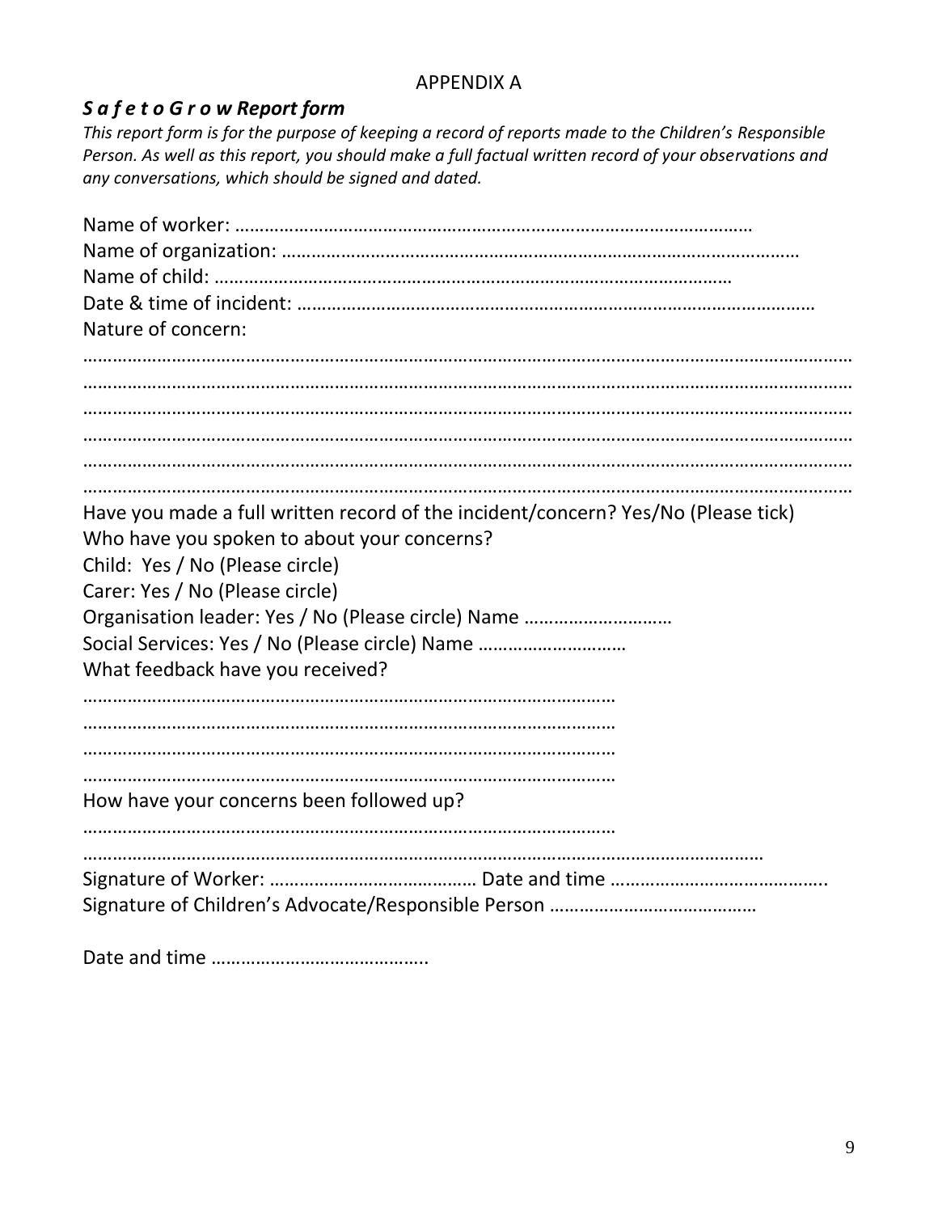APPENDIX A

## ***S a f e t o G r o w Report form***

*This report form is for the purpose of keeping a record of reports made to the Children's Responsible Person. As well as this report, you should make a full factual written record of your observations and any conversations, which should be signed and dated.*

Name of worker: ……………………………………………………………………………………………

Name of organization: ……………………………………………………………………………………………

Name of child: ……………………………………………………………………………………………

Date & time of incident: ……………………………………………………………………………………………

Nature of concern:

……………………………………………………………………………………………………………………………………

……………………………………………………………………………………………………………………………………

……………………………………………………………………………………………………………………………………

……………………………………………………………………………………………………………………………………

……………………………………………………………………………………………………………………………………

……………………………………………………………………………………………………………………………………

Have you made a full written record of the incident/concern? Yes/No (Please tick)

Who have you spoken to about your concerns?

Child: Yes / No (Please circle)

Carer: Yes / No (Please circle)

Organisation leader: Yes / No (Please circle) Name …………………………

Social Services: Yes / No (Please circle) Name …………………………

What feedback have you received?

………………………………………………………………………………………………

………………………………………………………………………………………………

………………………………………………………………………………………………

………………………………………………………………………………………………

How have your concerns been followed up?

………………………………………………………………………………………………

……………………………………………………………………………………………………………………………

Signature of Worker: …………………………………… Date and time ……………………………………..

Signature of Children's Advocate/Responsible Person ……………………………………

Date and time ……………………………………..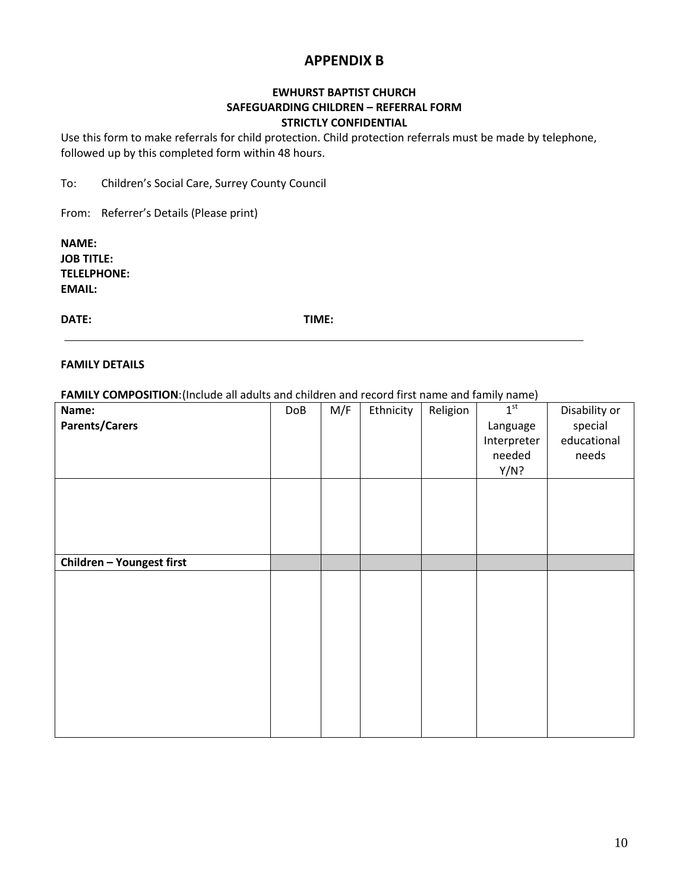# APPENDIX B

**EWHURST BAPTIST CHURCH**
**SAFEGUARDING CHILDREN – REFERRAL FORM**
**STRICTLY CONFIDENTIAL**

Use this form to make referrals for child protection. Child protection referrals must be made by telephone, followed up by this completed form within 48 hours.

To: Children's Social Care, Surrey County Council

From: Referrer's Details (Please print)

**NAME:**
**JOB TITLE:**
**TELELPHONE:**
**EMAIL:**

**DATE:** **TIME:**

---

**FAMILY DETAILS**

**FAMILY COMPOSITION**:(Include all adults and children and record first name and family name)

| Name: **Parents/Carers** | DoB | M/F | Ethnicity | Religion | 1st Language Interpreter needed Y/N? | Disability or special educational needs |
|---|---|---|---|---|---|---|
| | | | | | | |
| **Children – Youngest first** | | | | | | |
| | | | | | | |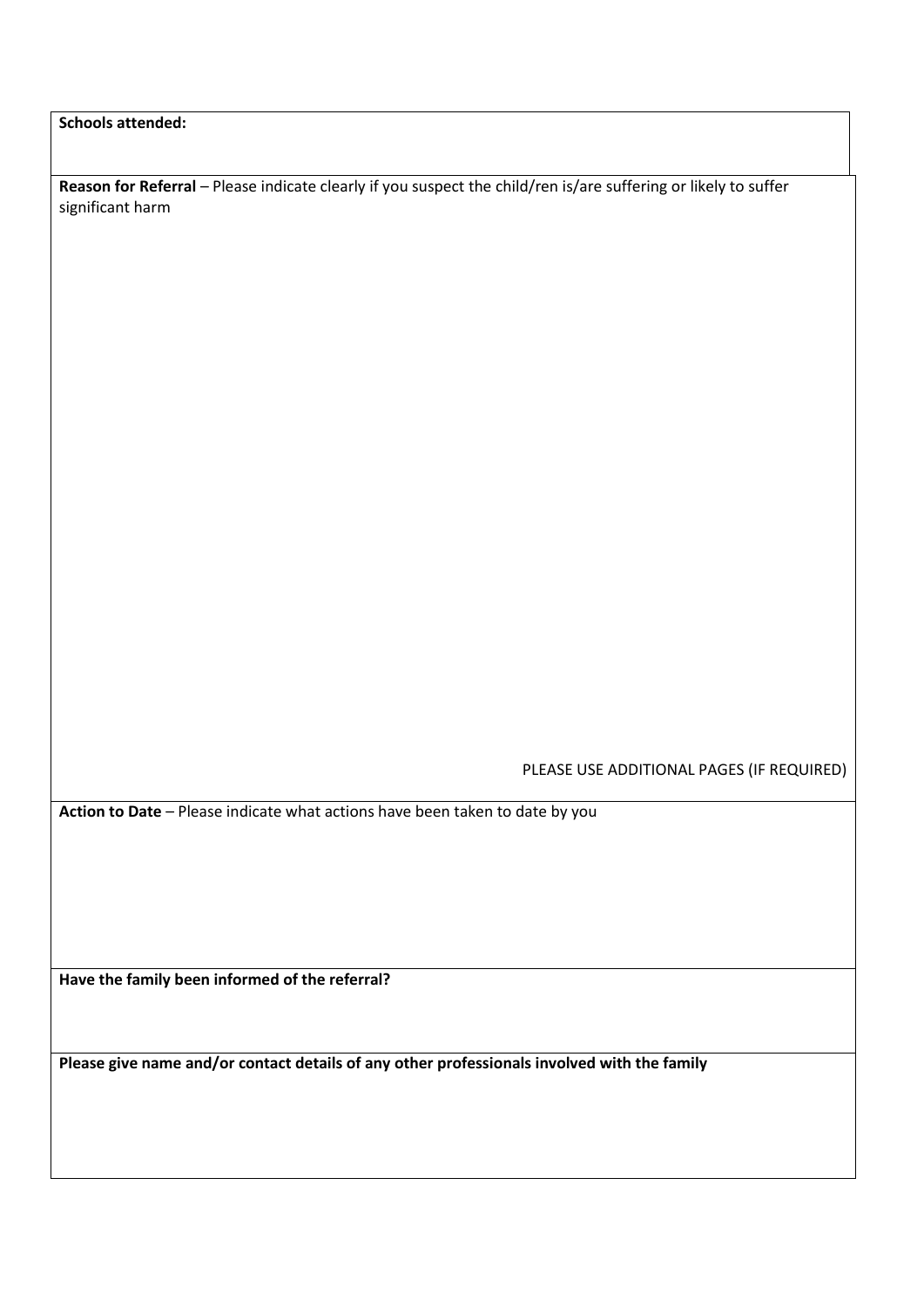**Schools attended:**

**Reason for Referral** – Please indicate clearly if you suspect the child/ren is/are suffering or likely to suffer significant harm

PLEASE USE ADDITIONAL PAGES (IF REQUIRED)

**Action to Date** – Please indicate what actions have been taken to date by you

**Have the family been informed of the referral?**

**Please give name and/or contact details of any other professionals involved with the family**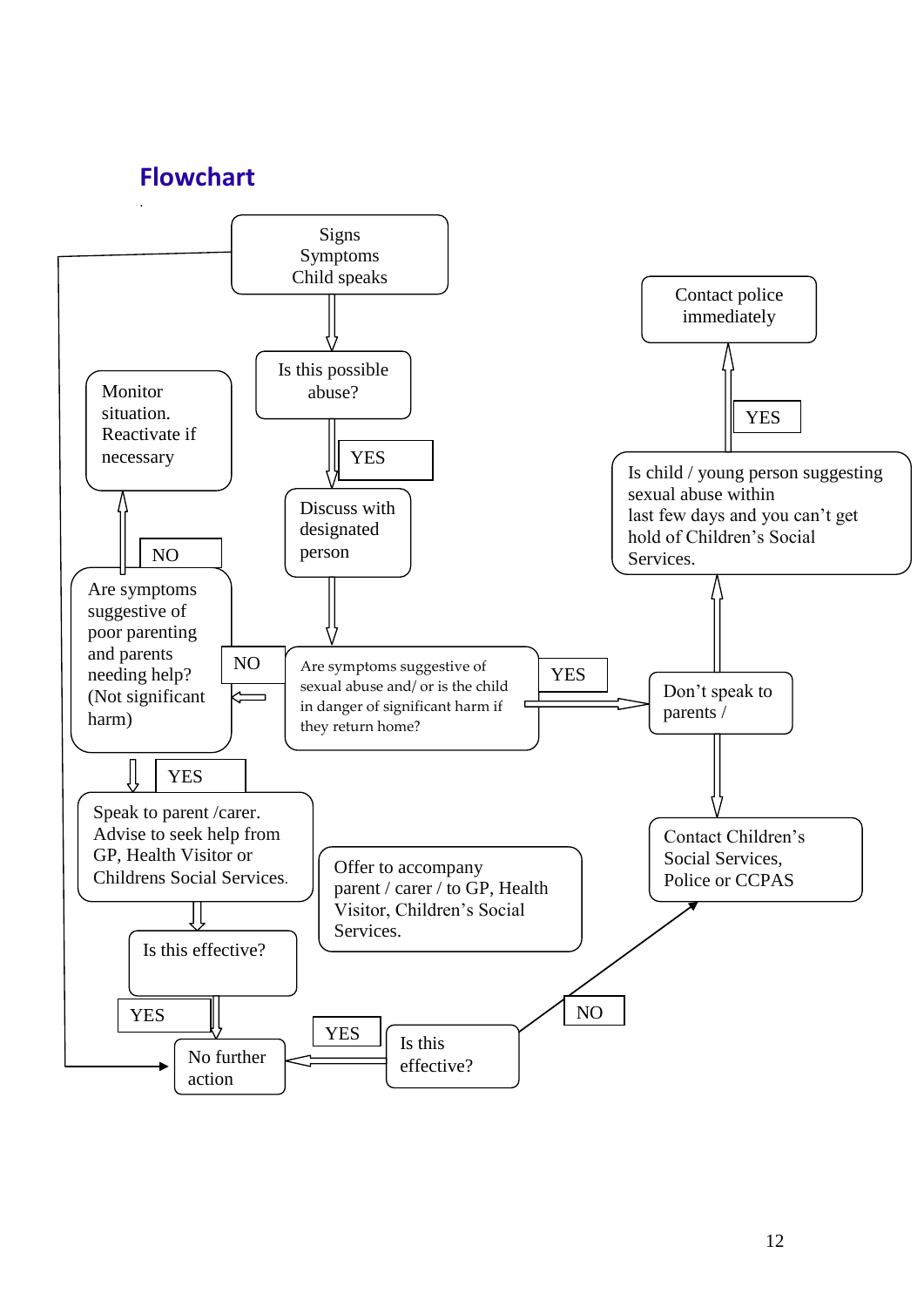## Flowchart

Signs
Symptoms
Child speaks

Is this possible abuse?

YES

Discuss with designated person

Are symptoms suggestive of sexual abuse and/ or is the child in danger of significant harm if they return home?

NO

Are symptoms suggestive of poor parenting and parents needing help? (Not significant harm)

NO

Monitor situation. Reactivate if necessary

YES

Speak to parent /carer. Advise to seek help from GP, Health Visitor or Childrens Social Services.

Is this effective?

YES

No further action

Offer to accompany parent / carer / to GP, Health Visitor, Children's Social Services.

Is this effective?

YES

NO

YES

Don't speak to parents /

Contact Children's Social Services, Police or CCPAS

Is child / young person suggesting sexual abuse within last few days and you can't get hold of Children's Social Services.

YES

Contact police immediately